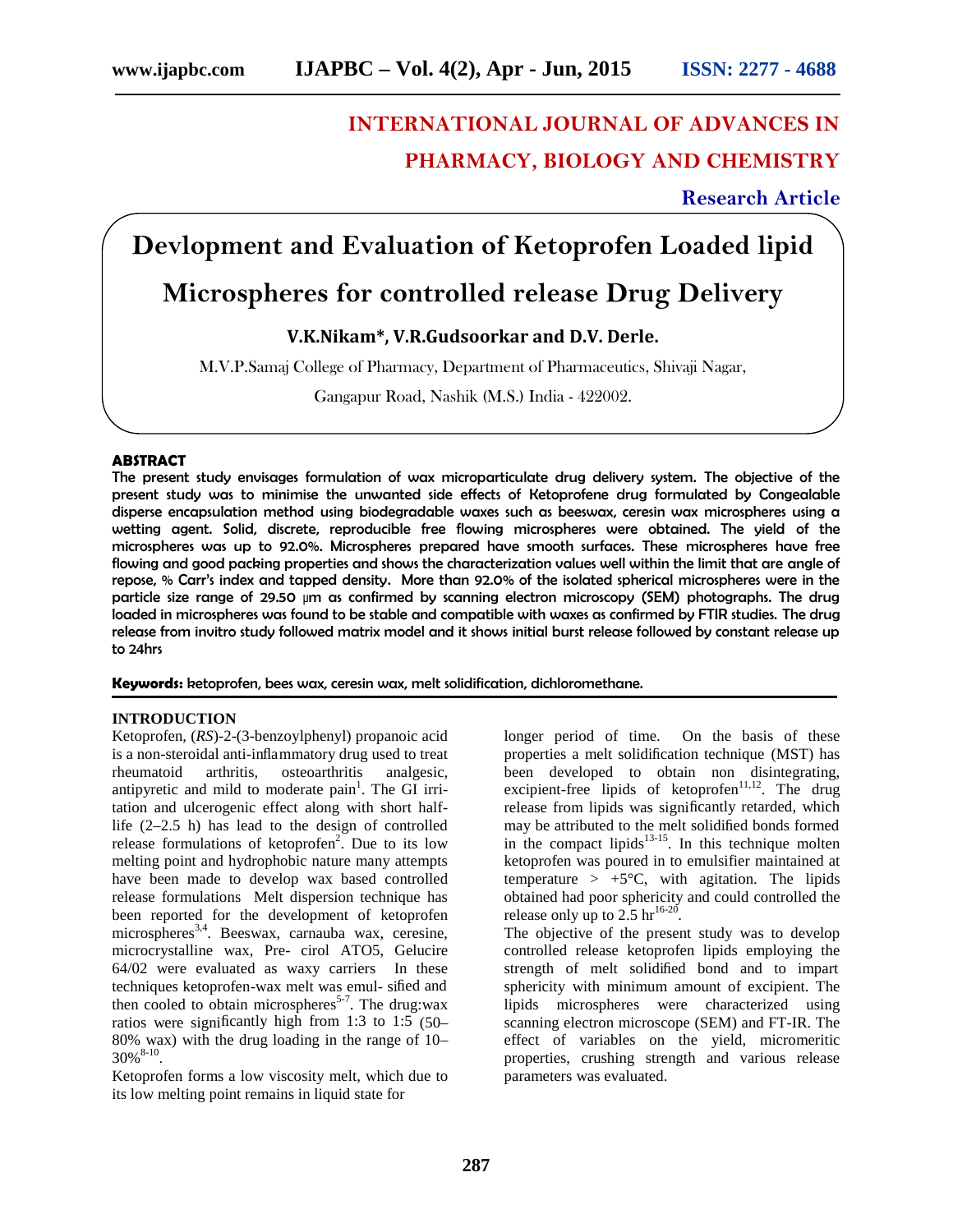# INTERNATIONAL JOURNAL OF ADVANCES IN PHARMACY, BIOLOGY AND CHEMISTRY

**Research Article**

# Devlopment and Evaluation of Ketoprofen Loaded lipid Microspheres for controlled release Drug Delivery

**V.K.Nikam*, V.R.Gudsoorkar and D.V. Derle.**

M.V.P.Samaj College of Pharmacy, Department of Pharmaceutics, Shivaji Nagar, Gangapur Road, Nashik (M.S.) India - 422002.

## ABSTRACT

**The present study envisages formulation of wax microparticulate drug delivery system. The objective of the present study was to minimise the unwanted side effects of Ketoprofene drug formulated by Congealable disperse encapsulation method using biodegradable waxes such as beeswax, ceresin wax microspheres using a wetting agent. Solid, discrete, reproducible free flowing microspheres were obtained. The yield of the microspheres was up to 92.0%. Microspheres prepared have smooth surfaces. These microspheres have free flowing and good packing properties and shows the characterization values well within the limit that are angle of repose, % Carr's index and tapped density. More than 92.0% of the isolated spherical microspheres were in the particle size range of 29.50 µm as confirmed by scanning electron microscopy (SEM) photographs. The drug loaded in microspheres was found to be stable and compatible with waxes as confirmed by FTIR studies. The drug release from invitro study followed matrix model and it shows initial burst release followed by constant release up to 24hrs**

**Keywords:** ketoprofen, bees wax, ceresin wax, melt solidification, dichloromethane.

## INTRODUCTION

Ketoprofen, (*RS*)-2-(3-benzoylphenyl) propanoic acid is a non-steroidal anti-inflammatory drug used to treat rheumatoid arthritis, osteoarthritis analgesic, antipyretic and mild to moderate pain[1]. The GI irritation and ulcerogenic effect along with short half-life (2–2.5 h) has lead to the design of controlled release formulations of ketoprofen[2]. Due to its low melting point and hydrophobic nature many attempts have been made to develop wax based controlled release formulations Melt dispersion technique has been reported for the development of ketoprofen microspheres[3,4]. Beeswax, carnauba wax, ceresine, microcrystalline wax, Pre- cirol ATO5, Gelucire 64/02 were evaluated as waxy carriers In these techniques ketoprofen-wax melt was emul- sified and then cooled to obtain microspheres[5-7]. The drug:wax ratios were significantly high from 1:3 to 1:5 (50–80% wax) with the drug loading in the range of 10–30%[8-10].

Ketoprofen forms a low viscosity melt, which due to its low melting point remains in liquid state for longer period of time. On the basis of these properties a melt solidification technique (MST) has been developed to obtain non disintegrating, excipient-free lipids of ketoprofen[11,12]. The drug release from lipids was significantly retarded, which may be attributed to the melt solidified bonds formed in the compact lipids[13-15]. In this technique molten ketoprofen was poured in to emulsifier maintained at temperature > +5°C, with agitation. The lipids obtained had poor sphericity and could controlled the release only up to 2.5 hr[16-20].

The objective of the present study was to develop controlled release ketoprofen lipids employing the strength of melt solidified bond and to impart sphericity with minimum amount of excipient. The lipids microspheres were characterized using scanning electron microscope (SEM) and FT-IR. The effect of variables on the yield, micromeritic properties, crushing strength and various release parameters was evaluated.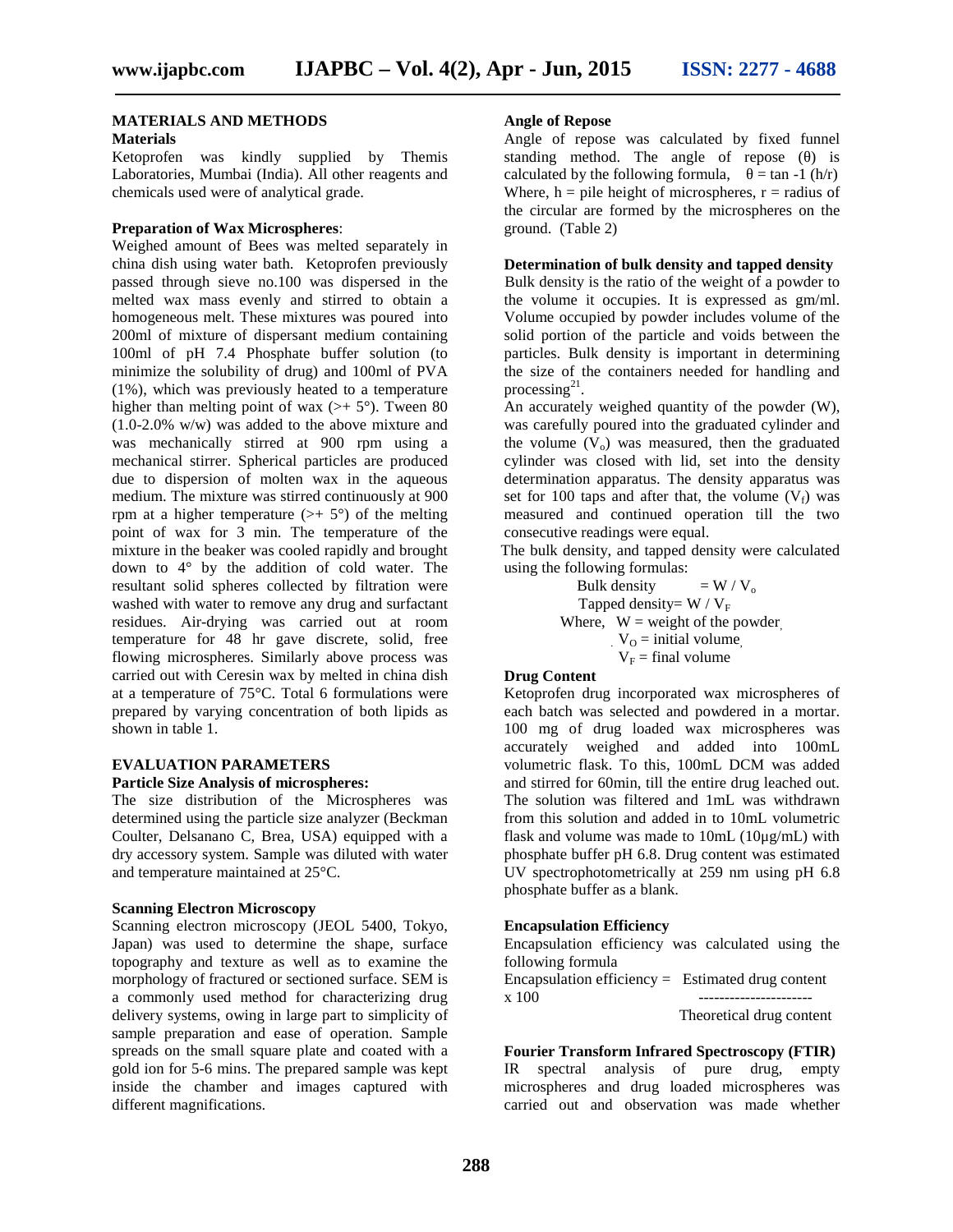## MATERIALS AND METHODS

### Materials

Ketoprofen was kindly supplied by Themis Laboratories, Mumbai (India). All other reagents and chemicals used were of analytical grade.

### Preparation of Wax Microspheres:

Weighed amount of Bees was melted separately in china dish using water bath. Ketoprofen previously passed through sieve no.100 was dispersed in the melted wax mass evenly and stirred to obtain a homogeneous melt. These mixtures was poured into 200ml of mixture of dispersant medium containing 100ml of pH 7.4 Phosphate buffer solution (to minimize the solubility of drug) and 100ml of PVA (1%), which was previously heated to a temperature higher than melting point of wax (>+ 5°). Tween 80 (1.0-2.0% w/w) was added to the above mixture and was mechanically stirred at 900 rpm using a mechanical stirrer. Spherical particles are produced due to dispersion of molten wax in the aqueous medium. The mixture was stirred continuously at 900 rpm at a higher temperature (>+ 5°) of the melting point of wax for 3 min. The temperature of the mixture in the beaker was cooled rapidly and brought down to 4° by the addition of cold water. The resultant solid spheres collected by filtration were washed with water to remove any drug and surfactant residues. Air-drying was carried out at room temperature for 48 hr gave discrete, solid, free flowing microspheres. Similarly above process was carried out with Ceresin wax by melted in china dish at a temperature of 75°C. Total 6 formulations were prepared by varying concentration of both lipids as shown in table 1.

## EVALUATION PARAMETERS

### Particle Size Analysis of microspheres:

The size distribution of the Microspheres was determined using the particle size analyzer (Beckman Coulter, Delsanano C, Brea, USA) equipped with a dry accessory system. Sample was diluted with water and temperature maintained at 25°C.

### Scanning Electron Microscopy

Scanning electron microscopy (JEOL 5400, Tokyo, Japan) was used to determine the shape, surface topography and texture as well as to examine the morphology of fractured or sectioned surface. SEM is a commonly used method for characterizing drug delivery systems, owing in large part to simplicity of sample preparation and ease of operation. Sample spreads on the small square plate and coated with a gold ion for 5-6 mins. The prepared sample was kept inside the chamber and images captured with different magnifications.

### Angle of Repose

Angle of repose was calculated by fixed funnel standing method. The angle of repose (θ) is calculated by the following formula, $\theta = \tan^{-1} (h/r)$ Where, h = pile height of microspheres, r = radius of the circular are formed by the microspheres on the ground. (Table 2)

### Determination of bulk density and tapped density

Bulk density is the ratio of the weight of a powder to the volume it occupies. It is expressed as gm/ml. Volume occupied by powder includes volume of the solid portion of the particle and voids between the particles. Bulk density is important in determining the size of the containers needed for handling and processing[21].

An accurately weighed quantity of the powder (W), was carefully poured into the graduated cylinder and the volume ($V_o$) was measured, then the graduated cylinder was closed with lid, set into the density determination apparatus. The density apparatus was set for 100 taps and after that, the volume ($V_f$) was measured and continued operation till the two consecutive readings were equal.

The bulk density, and tapped density were calculated using the following formulas:

$$\text{Bulk density} = W / V_o$$

$$\text{Tapped density} = W / V_F$$

Where, W = weight of the powder, $V_O$ = initial volume, $V_F$ = final volume

### Drug Content

Ketoprofen drug incorporated wax microspheres of each batch was selected and powdered in a mortar. 100 mg of drug loaded wax microspheres was accurately weighed and added into 100mL volumetric flask. To this, 100mL DCM was added and stirred for 60min, till the entire drug leached out. The solution was filtered and 1mL was withdrawn from this solution and added in to 10mL volumetric flask and volume was made to 10mL (10µg/mL) with phosphate buffer pH 6.8. Drug content was estimated UV spectrophotometrically at 259 nm using pH 6.8 phosphate buffer as a blank.

### Encapsulation Efficiency

Encapsulation efficiency was calculated using the following formula

$$\text{Encapsulation efficiency} = \frac{\text{Estimated drug content}}{\text{Theoretical drug content}} \times 100$$

### Fourier Transform Infrared Spectroscopy (FTIR)

IR spectral analysis of pure drug, empty microspheres and drug loaded microspheres was carried out and observation was made whether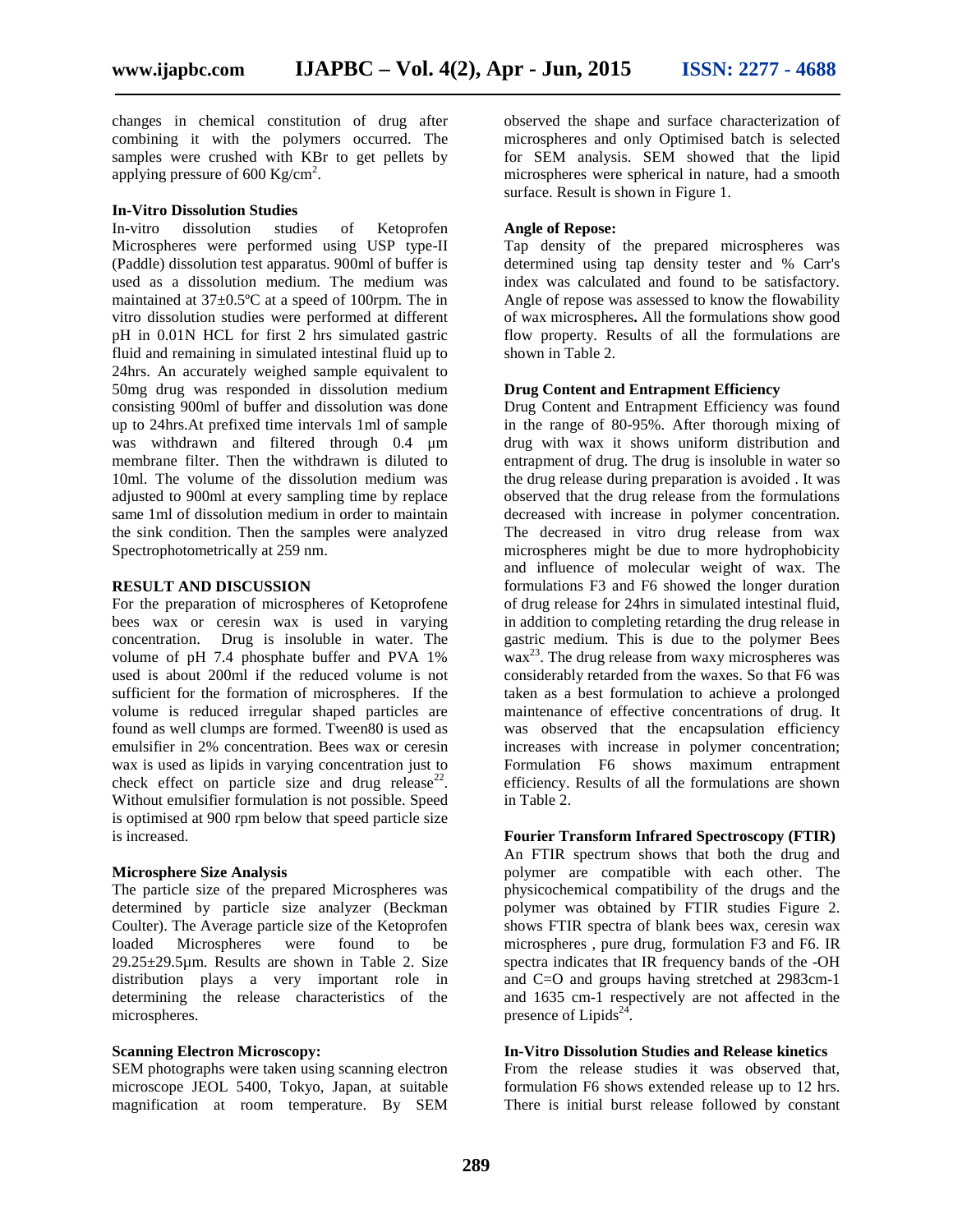changes in chemical constitution of drug after combining it with the polymers occurred. The samples were crushed with KBr to get pellets by applying pressure of 600 $Kg/cm^2$.

### In-Vitro Dissolution Studies

In-vitro dissolution studies of Ketoprofen Microspheres were performed using USP type-II (Paddle) dissolution test apparatus. 900ml of buffer is used as a dissolution medium. The medium was maintained at 37±0.5ºC at a speed of 100rpm. The in vitro dissolution studies were performed at different pH in 0.01N HCL for first 2 hrs simulated gastric fluid and remaining in simulated intestinal fluid up to 24hrs. An accurately weighed sample equivalent to 50mg drug was responded in dissolution medium consisting 900ml of buffer and dissolution was done up to 24hrs.At prefixed time intervals 1ml of sample was withdrawn and filtered through 0.4 µm membrane filter. Then the withdrawn is diluted to 10ml. The volume of the dissolution medium was adjusted to 900ml at every sampling time by replace same 1ml of dissolution medium in order to maintain the sink condition. Then the samples were analyzed Spectrophotometrically at 259 nm.

## RESULT AND DISCUSSION

For the preparation of microspheres of Ketoprofene bees wax or ceresin wax is used in varying concentration. Drug is insoluble in water. The volume of pH 7.4 phosphate buffer and PVA 1% used is about 200ml if the reduced volume is not sufficient for the formation of microspheres. If the volume is reduced irregular shaped particles are found as well clumps are formed. Tween80 is used as emulsifier in 2% concentration. Bees wax or ceresin wax is used as lipids in varying concentration just to check effect on particle size and drug release[22]. Without emulsifier formulation is not possible. Speed is optimised at 900 rpm below that speed particle size is increased.

### Microsphere Size Analysis

The particle size of the prepared Microspheres was determined by particle size analyzer (Beckman Coulter). The Average particle size of the Ketoprofen loaded Microspheres were found to be 29.25±29.5µm. Results are shown in Table 2. Size distribution plays a very important role in determining the release characteristics of the microspheres.

### Scanning Electron Microscopy:

SEM photographs were taken using scanning electron microscope JEOL 5400, Tokyo, Japan, at suitable magnification at room temperature. By SEM observed the shape and surface characterization of microspheres and only Optimised batch is selected for SEM analysis. SEM showed that the lipid microspheres were spherical in nature, had a smooth surface. Result is shown in Figure 1.

### Angle of Repose:

Tap density of the prepared microspheres was determined using tap density tester and % Carr's index was calculated and found to be satisfactory. Angle of repose was assessed to know the flowability of wax microspheres**.** All the formulations show good flow property. Results of all the formulations are shown in Table 2.

### Drug Content and Entrapment Efficiency

Drug Content and Entrapment Efficiency was found in the range of 80-95%. After thorough mixing of drug with wax it shows uniform distribution and entrapment of drug. The drug is insoluble in water so the drug release during preparation is avoided . It was observed that the drug release from the formulations decreased with increase in polymer concentration. The decreased in vitro drug release from wax microspheres might be due to more hydrophobicity and influence of molecular weight of wax. The formulations F3 and F6 showed the longer duration of drug release for 24hrs in simulated intestinal fluid, in addition to completing retarding the drug release in gastric medium. This is due to the polymer Bees wax[23]. The drug release from waxy microspheres was considerably retarded from the waxes. So that F6 was taken as a best formulation to achieve a prolonged maintenance of effective concentrations of drug. It was observed that the encapsulation efficiency increases with increase in polymer concentration; Formulation F6 shows maximum entrapment efficiency. Results of all the formulations are shown in Table 2.

### Fourier Transform Infrared Spectroscopy (FTIR)

An FTIR spectrum shows that both the drug and polymer are compatible with each other. The physicochemical compatibility of the drugs and the polymer was obtained by FTIR studies Figure 2. shows FTIR spectra of blank bees wax, ceresin wax microspheres , pure drug, formulation F3 and F6. IR spectra indicates that IR frequency bands of the -OH and C=O and groups having stretched at 2983cm-1 and 1635 cm-1 respectively are not affected in the presence of Lipids[24].

### In-Vitro Dissolution Studies and Release kinetics

From the release studies it was observed that, formulation F6 shows extended release up to 12 hrs. There is initial burst release followed by constant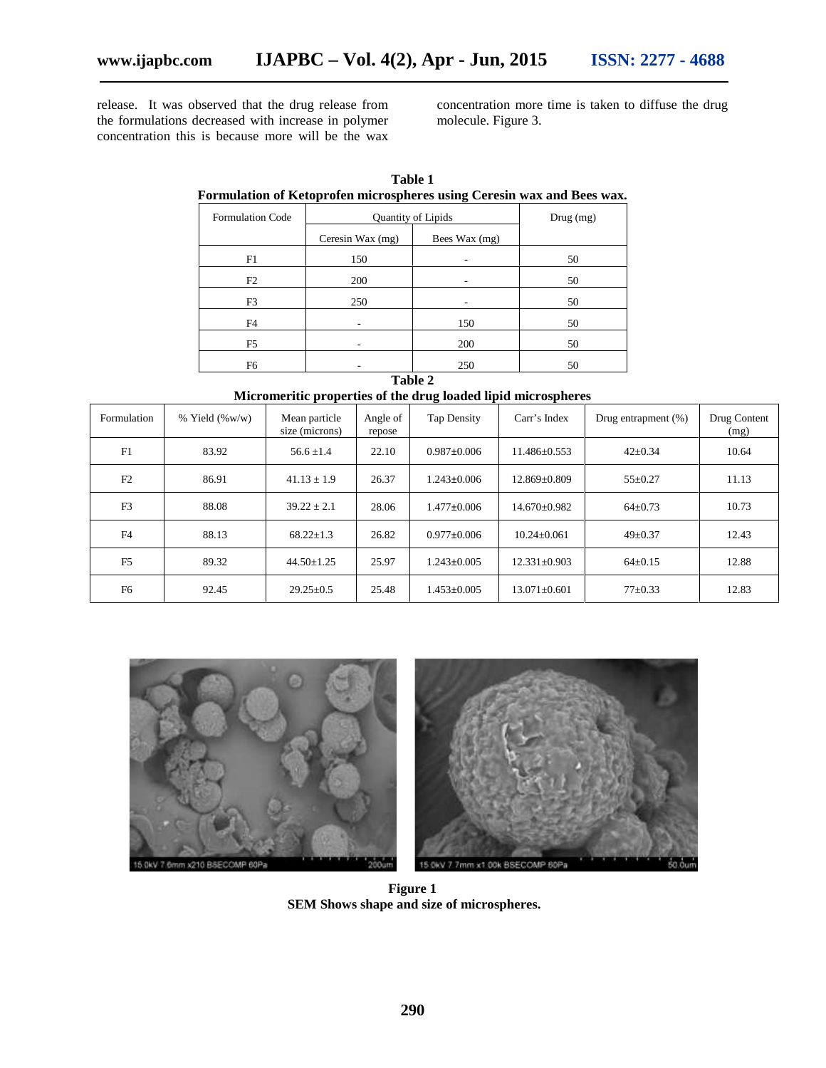release. It was observed that the drug release from the formulations decreased with increase in polymer concentration this is because more will be the wax concentration more time is taken to diffuse the drug molecule. Figure 3.

**Table 1**
**Formulation of Ketoprofen microspheres using Ceresin wax and Bees wax.**

| Formulation Code | Quantity of Lipids | | Drug (mg) |
|---|---|---|---|
| | Ceresin Wax (mg) | Bees Wax (mg) | |
| F1 | 150 | - | 50 |
| F2 | 200 | - | 50 |
| F3 | 250 | - | 50 |
| F4 | - | 150 | 50 |
| F5 | - | 200 | 50 |
| F6 | - | 250 | 50 |

**Table 2**
**Micromeritic properties of the drug loaded lipid microspheres**

| Formulation | % Yield (%w/w) | Mean particle size (microns) | Angle of repose | Tap Density | Carr's Index | Drug entrapment (%) | Drug Content (mg) |
|---|---|---|---|---|---|---|---|
| F1 | 83.92 | 56.6 ±1.4 | 22.10 | 0.987±0.006 | 11.486±0.553 | 42±0.34 | 10.64 |
| F2 | 86.91 | 41.13 ± 1.9 | 26.37 | 1.243±0.006 | 12.869±0.809 | 55±0.27 | 11.13 |
| F3 | 88.08 | 39.22 ± 2.1 | 28.06 | 1.477±0.006 | 14.670±0.982 | 64±0.73 | 10.73 |
| F4 | 88.13 | 68.22±1.3 | 26.82 | 0.977±0.006 | 10.24±0.061 | 49±0.37 | 12.43 |
| F5 | 89.32 | 44.50±1.25 | 25.97 | 1.243±0.005 | 12.331±0.903 | 64±0.15 | 12.88 |
| F6 | 92.45 | 29.25±0.5 | 25.48 | 1.453±0.005 | 13.071±0.601 | 77±0.33 | 12.83 |

**Figure 1**
**SEM Shows shape and size of microspheres.**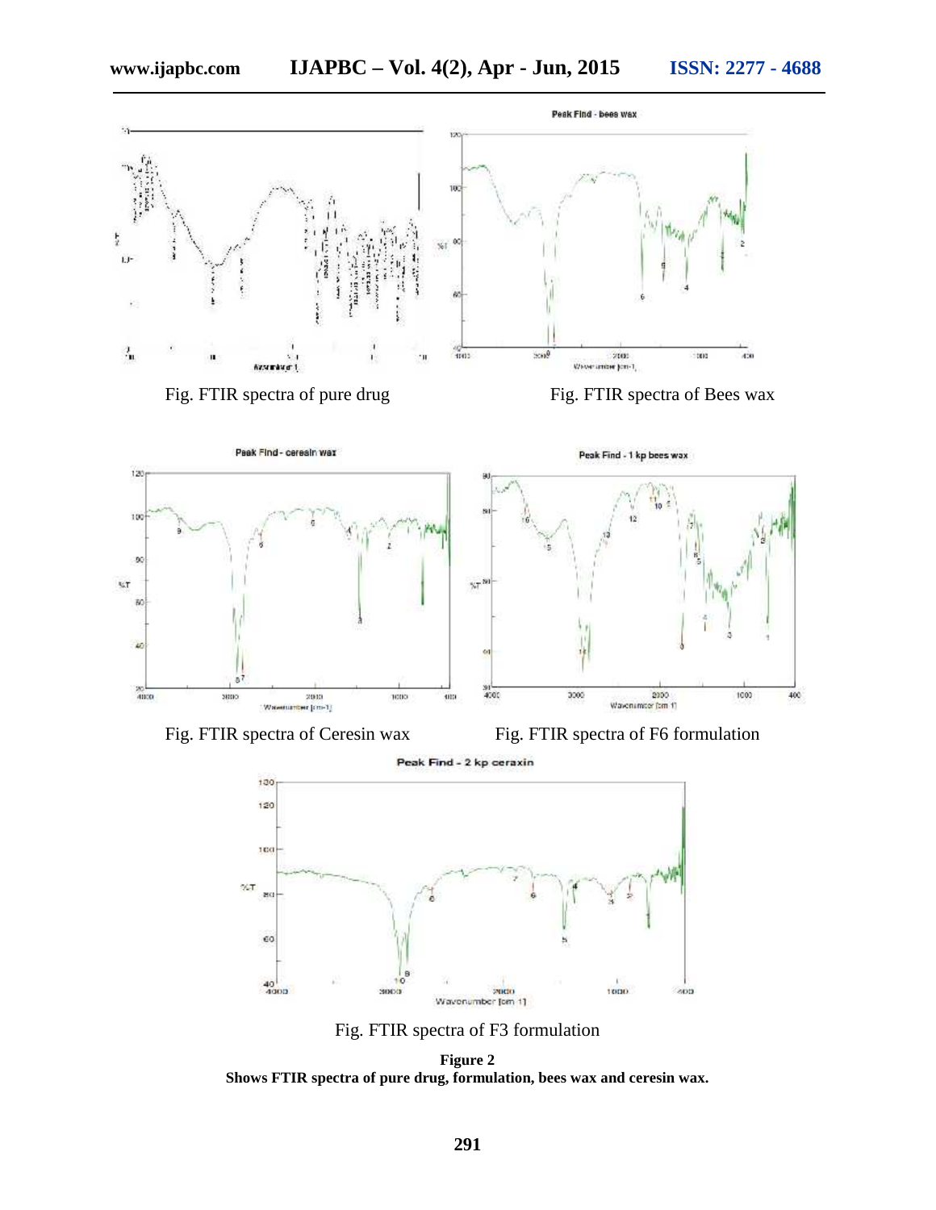Fig. FTIR spectra of pure drug

Fig. FTIR spectra of Bees wax

Fig. FTIR spectra of Ceresin wax

Fig. FTIR spectra of F6 formulation

Fig. FTIR spectra of F3 formulation

**Figure 2**
**Shows FTIR spectra of pure drug, formulation, bees wax and ceresin wax.**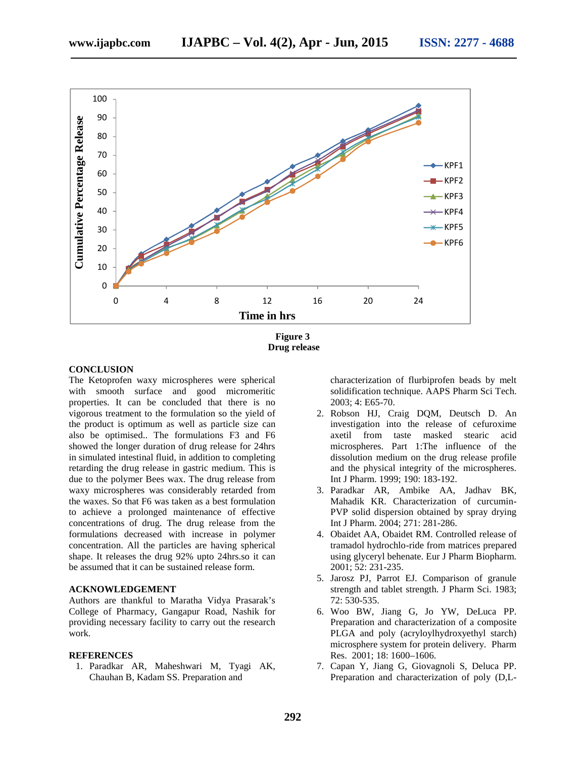Figure 3
Drug release

## CONCLUSION

The Ketoprofen waxy microspheres were spherical with smooth surface and good micromeritic properties. It can be concluded that there is no vigorous treatment to the formulation so the yield of the product is optimum as well as particle size can also be optimised.. The formulations F3 and F6 showed the longer duration of drug release for 24hrs in simulated intestinal fluid, in addition to completing retarding the drug release in gastric medium. This is due to the polymer Bees wax. The drug release from waxy microspheres was considerably retarded from the waxes. So that F6 was taken as a best formulation to achieve a prolonged maintenance of effective concentrations of drug. The drug release from the formulations decreased with increase in polymer concentration. All the particles are having spherical shape. It releases the drug 92% upto 24hrs.so it can be assumed that it can be sustained release form.

## ACKNOWLEDGEMENT

Authors are thankful to Maratha Vidya Prasarak's College of Pharmacy, Gangapur Road, Nashik for providing necessary facility to carry out the research work.

## REFERENCES

1. Paradkar AR, Maheshwari M, Tyagi AK, Chauhan B, Kadam SS. Preparation and characterization of flurbiprofen beads by melt solidification technique. AAPS Pharm Sci Tech. 2003; 4: E65-70.
2. Robson HJ, Craig DQM, Deutsch D. An investigation into the release of cefuroxime axetil from taste masked stearic acid microspheres. Part 1:The influence of the dissolution medium on the drug release profile and the physical integrity of the microspheres. Int J Pharm. 1999; 190: 183-192.
3. Paradkar AR, Ambike AA, Jadhav BK, Mahadik KR. Characterization of curcumin-PVP solid dispersion obtained by spray drying Int J Pharm. 2004; 271: 281-286.
4. Obaidet AA, Obaidet RM. Controlled release of tramadol hydrochlo-ride from matrices prepared using glyceryl behenate. Eur J Pharm Biopharm. 2001; 52: 231-235.
5. Jarosz PJ, Parrot EJ. Comparison of granule strength and tablet strength. J Pharm Sci. 1983; 72: 530-535.
6. Woo BW, Jiang G, Jo YW, DeLuca PP. Preparation and characterization of a composite PLGA and poly (acryloylhydroxyethyl starch) microsphere system for protein delivery. Pharm Res. 2001; 18: 1600–1606.
7. Capan Y, Jiang G, Giovagnoli S, Deluca PP. Preparation and characterization of poly (D,L-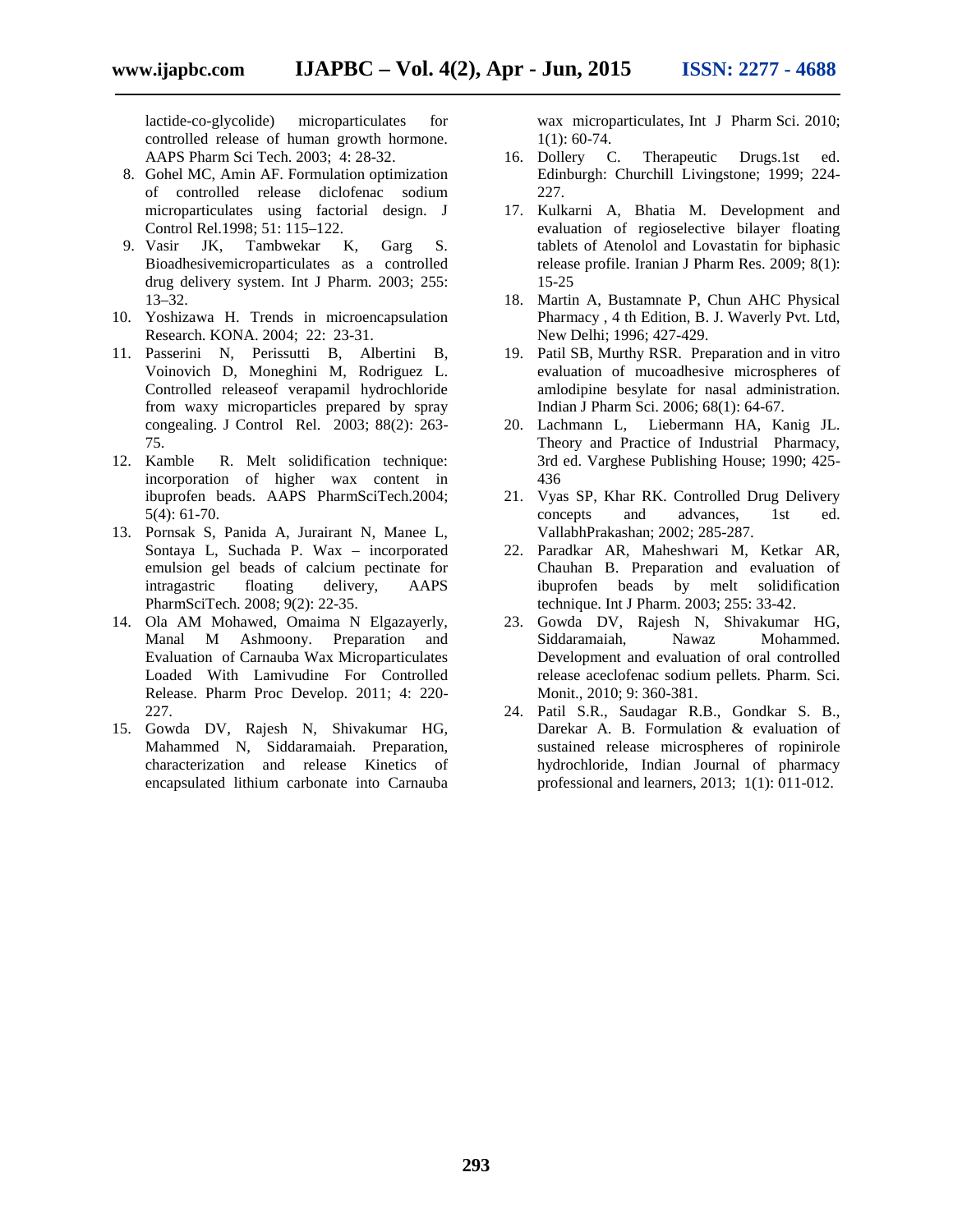lactide-co-glycolide) microparticulates for controlled release of human growth hormone. AAPS Pharm Sci Tech. 2003; 4: 28-32.

8. Gohel MC, Amin AF. Formulation optimization of controlled release diclofenac sodium microparticulates using factorial design. J Control Rel.1998; 51: 115–122.
9. Vasir JK, Tambwekar K, Garg S. Bioadhesivemicroparticulates as a controlled drug delivery system. Int J Pharm. 2003; 255: 13–32.
10. Yoshizawa H. Trends in microencapsulation Research. KONA. 2004; 22: 23-31.
11. Passerini N, Perissutti B, Albertini B, Voinovich D, Moneghini M, Rodriguez L. Controlled releaseof verapamil hydrochloride from waxy microparticles prepared by spray congealing. J Control Rel. 2003; 88(2): 263-75.
12. Kamble R. Melt solidification technique: incorporation of higher wax content in ibuprofen beads. AAPS PharmSciTech.2004; 5(4): 61-70.
13. Pornsak S, Panida A, Jurairant N, Manee L, Sontaya L, Suchada P. Wax – incorporated emulsion gel beads of calcium pectinate for intragastric floating delivery, AAPS PharmSciTech. 2008; 9(2): 22-35.
14. Ola AM Mohawed, Omaima N Elgazayerly, Manal M Ashmoony. Preparation and Evaluation of Carnauba Wax Microparticulates Loaded With Lamivudine For Controlled Release. Pharm Proc Develop. 2011; 4: 220-227.
15. Gowda DV, Rajesh N, Shivakumar HG, Mahammed N, Siddaramaiah. Preparation, characterization and release Kinetics of encapsulated lithium carbonate into Carnauba wax microparticulates, Int J Pharm Sci. 2010; 1(1): 60-74.
16. Dollery C. Therapeutic Drugs.1st ed. Edinburgh: Churchill Livingstone; 1999; 224-227.
17. Kulkarni A, Bhatia M. Development and evaluation of regioselective bilayer floating tablets of Atenolol and Lovastatin for biphasic release profile. Iranian J Pharm Res. 2009; 8(1): 15-25
18. Martin A, Bustamnate P, Chun AHC Physical Pharmacy , 4 th Edition, B. J. Waverly Pvt. Ltd, New Delhi; 1996; 427-429.
19. Patil SB, Murthy RSR. Preparation and in vitro evaluation of mucoadhesive microspheres of amlodipine besylate for nasal administration. Indian J Pharm Sci. 2006; 68(1): 64-67.
20. Lachmann L, Liebermann HA, Kanig JL. Theory and Practice of Industrial Pharmacy, 3rd ed. Varghese Publishing House; 1990; 425-436
21. Vyas SP, Khar RK. Controlled Drug Delivery concepts and advances, 1st ed. VallabhPrakashan; 2002; 285-287.
22. Paradkar AR, Maheshwari M, Ketkar AR, Chauhan B. Preparation and evaluation of ibuprofen beads by melt solidification technique. Int J Pharm. 2003; 255: 33-42.
23. Gowda DV, Rajesh N, Shivakumar HG, Siddaramaiah, Nawaz Mohammed. Development and evaluation of oral controlled release aceclofenac sodium pellets. Pharm. Sci. Monit., 2010; 9: 360-381.
24. Patil S.R., Saudagar R.B., Gondkar S. B., Darekar A. B. Formulation & evaluation of sustained release microspheres of ropinirole hydrochloride, Indian Journal of pharmacy professional and learners, 2013; 1(1): 011-012.